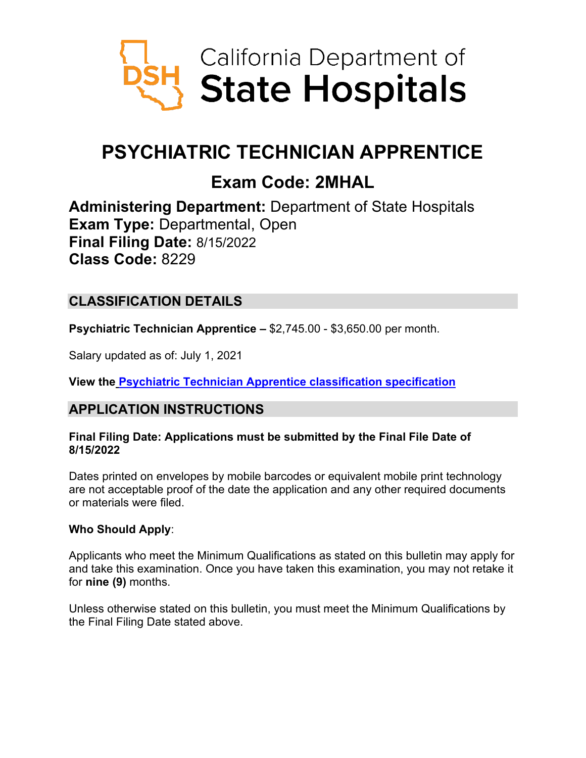California Department of
**State Hospitals**

# PSYCHIATRIC TECHNICIAN APPRENTICE

## Exam Code: 2MHAL

**Administering Department:** Department of State Hospitals
**Exam Type:** Departmental, Open
**Final Filing Date:** 8/15/2022
**Class Code:** 8229

## CLASSIFICATION DETAILS

**Psychiatric Technician Apprentice –** $2,745.00 - $3,650.00 per month.

Salary updated as of: July 1, 2021

**View the [Psychiatric Technician Apprentice classification specification](#)**

## APPLICATION INSTRUCTIONS

**Final Filing Date: Applications must be submitted by the Final File Date of 8/15/2022**

Dates printed on envelopes by mobile barcodes or equivalent mobile print technology are not acceptable proof of the date the application and any other required documents or materials were filed.

**Who Should Apply**:

Applicants who meet the Minimum Qualifications as stated on this bulletin may apply for and take this examination. Once you have taken this examination, you may not retake it for **nine (9)** months.

Unless otherwise stated on this bulletin, you must meet the Minimum Qualifications by the Final Filing Date stated above.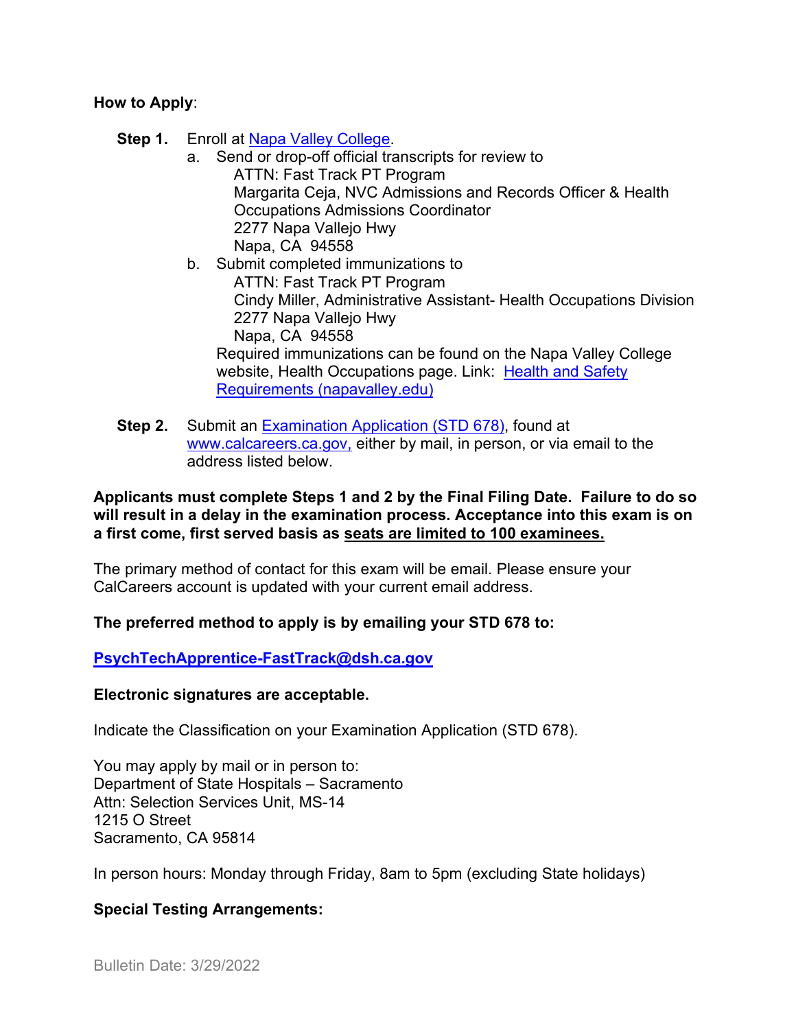**How to Apply**:

**Step 1.** Enroll at [Napa Valley College](Napa Valley College).

a. Send or drop-off official transcripts for review to
   ATTN: Fast Track PT Program
   Margarita Ceja, NVC Admissions and Records Officer & Health Occupations Admissions Coordinator
   2277 Napa Vallejo Hwy
   Napa, CA 94558

b. Submit completed immunizations to
   ATTN: Fast Track PT Program
   Cindy Miller, Administrative Assistant- Health Occupations Division
   2277 Napa Vallejo Hwy
   Napa, CA 94558

   Required immunizations can be found on the Napa Valley College website, Health Occupations page. Link: Health and Safety Requirements (napavalley.edu)

**Step 2.** Submit an Examination Application (STD 678), found at www.calcareers.ca.gov, either by mail, in person, or via email to the address listed below.

**Applicants must complete Steps 1 and 2 by the Final Filing Date. Failure to do so will result in a delay in the examination process. Acceptance into this exam is on a first come, first served basis as seats are limited to 100 examinees.**

The primary method of contact for this exam will be email. Please ensure your CalCareers account is updated with your current email address.

**The preferred method to apply is by emailing your STD 678 to:**

**PsychTechApprentice-FastTrack@dsh.ca.gov**

**Electronic signatures are acceptable.**

Indicate the Classification on your Examination Application (STD 678).

You may apply by mail or in person to:
Department of State Hospitals – Sacramento
Attn: Selection Services Unit, MS-14
1215 O Street
Sacramento, CA 95814

In person hours: Monday through Friday, 8am to 5pm (excluding State holidays)

**Special Testing Arrangements:**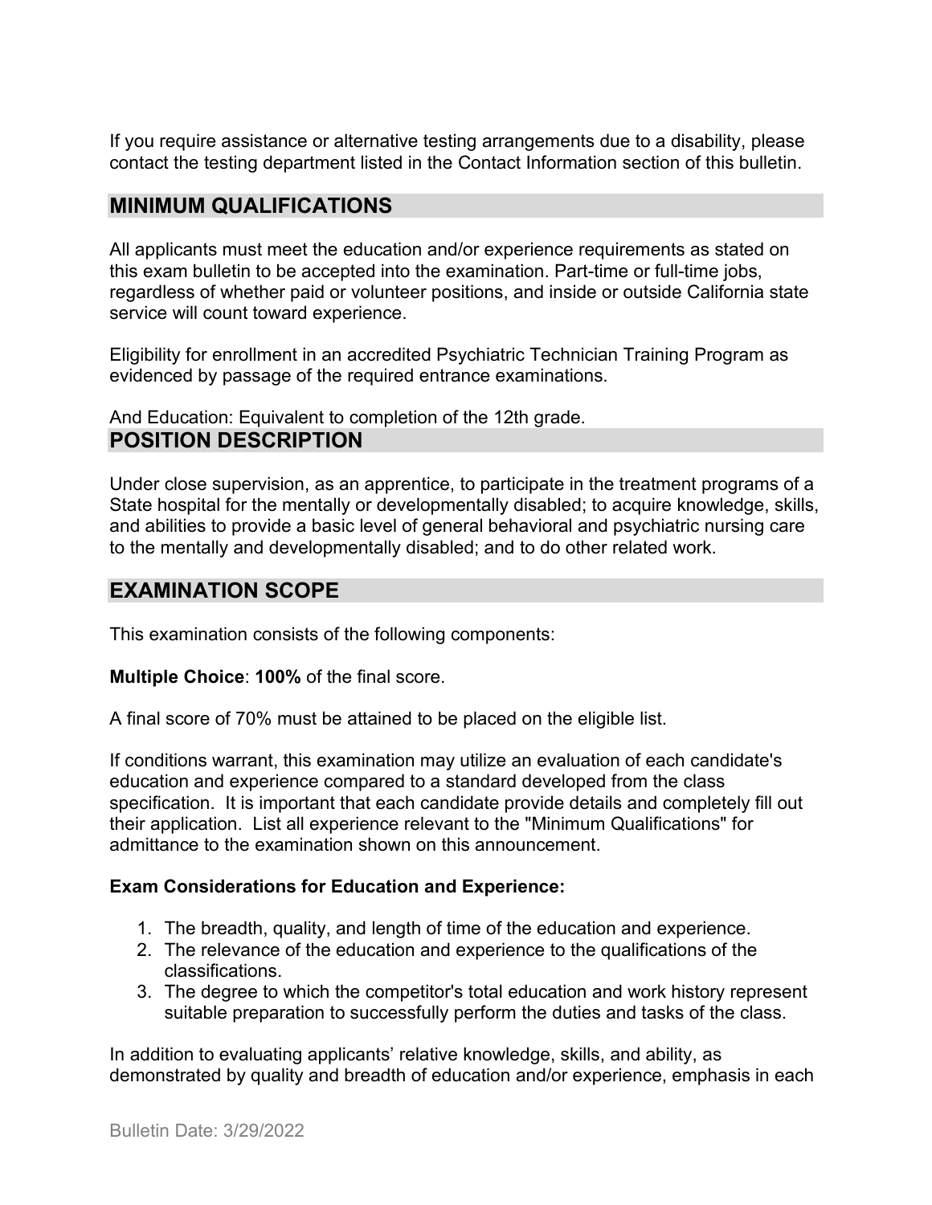If you require assistance or alternative testing arrangements due to a disability, please contact the testing department listed in the Contact Information section of this bulletin.

## MINIMUM QUALIFICATIONS

All applicants must meet the education and/or experience requirements as stated on this exam bulletin to be accepted into the examination. Part-time or full-time jobs, regardless of whether paid or volunteer positions, and inside or outside California state service will count toward experience.

Eligibility for enrollment in an accredited Psychiatric Technician Training Program as evidenced by passage of the required entrance examinations.

And Education: Equivalent to completion of the 12th grade.

## POSITION DESCRIPTION

Under close supervision, as an apprentice, to participate in the treatment programs of a State hospital for the mentally or developmentally disabled; to acquire knowledge, skills, and abilities to provide a basic level of general behavioral and psychiatric nursing care to the mentally and developmentally disabled; and to do other related work.

## EXAMINATION SCOPE

This examination consists of the following components:

**Multiple Choice**: **100%** of the final score.

A final score of 70% must be attained to be placed on the eligible list.

If conditions warrant, this examination may utilize an evaluation of each candidate's education and experience compared to a standard developed from the class specification. It is important that each candidate provide details and completely fill out their application. List all experience relevant to the "Minimum Qualifications" for admittance to the examination shown on this announcement.

**Exam Considerations for Education and Experience:**

1. The breadth, quality, and length of time of the education and experience.
2. The relevance of the education and experience to the qualifications of the classifications.
3. The degree to which the competitor's total education and work history represent suitable preparation to successfully perform the duties and tasks of the class.

In addition to evaluating applicants' relative knowledge, skills, and ability, as demonstrated by quality and breadth of education and/or experience, emphasis in each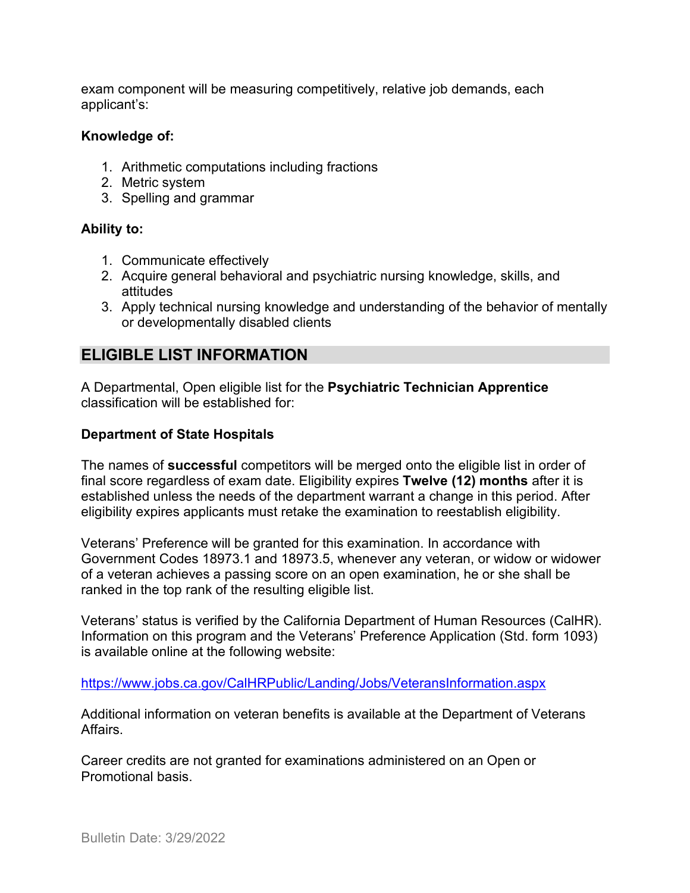exam component will be measuring competitively, relative job demands, each applicant's:

**Knowledge of:**

1. Arithmetic computations including fractions
2. Metric system
3. Spelling and grammar

**Ability to:**

1. Communicate effectively
2. Acquire general behavioral and psychiatric nursing knowledge, skills, and attitudes
3. Apply technical nursing knowledge and understanding of the behavior of mentally or developmentally disabled clients

## ELIGIBLE LIST INFORMATION

A Departmental, Open eligible list for the **Psychiatric Technician Apprentice** classification will be established for:

**Department of State Hospitals**

The names of **successful** competitors will be merged onto the eligible list in order of final score regardless of exam date. Eligibility expires **Twelve (12) months** after it is established unless the needs of the department warrant a change in this period. After eligibility expires applicants must retake the examination to reestablish eligibility.

Veterans' Preference will be granted for this examination. In accordance with Government Codes 18973.1 and 18973.5, whenever any veteran, or widow or widower of a veteran achieves a passing score on an open examination, he or she shall be ranked in the top rank of the resulting eligible list.

Veterans' status is verified by the California Department of Human Resources (CalHR). Information on this program and the Veterans' Preference Application (Std. form 1093) is available online at the following website:

https://www.jobs.ca.gov/CalHRPublic/Landing/Jobs/VeteransInformation.aspx

Additional information on veteran benefits is available at the Department of Veterans Affairs.

Career credits are not granted for examinations administered on an Open or Promotional basis.

Bulletin Date: 3/29/2022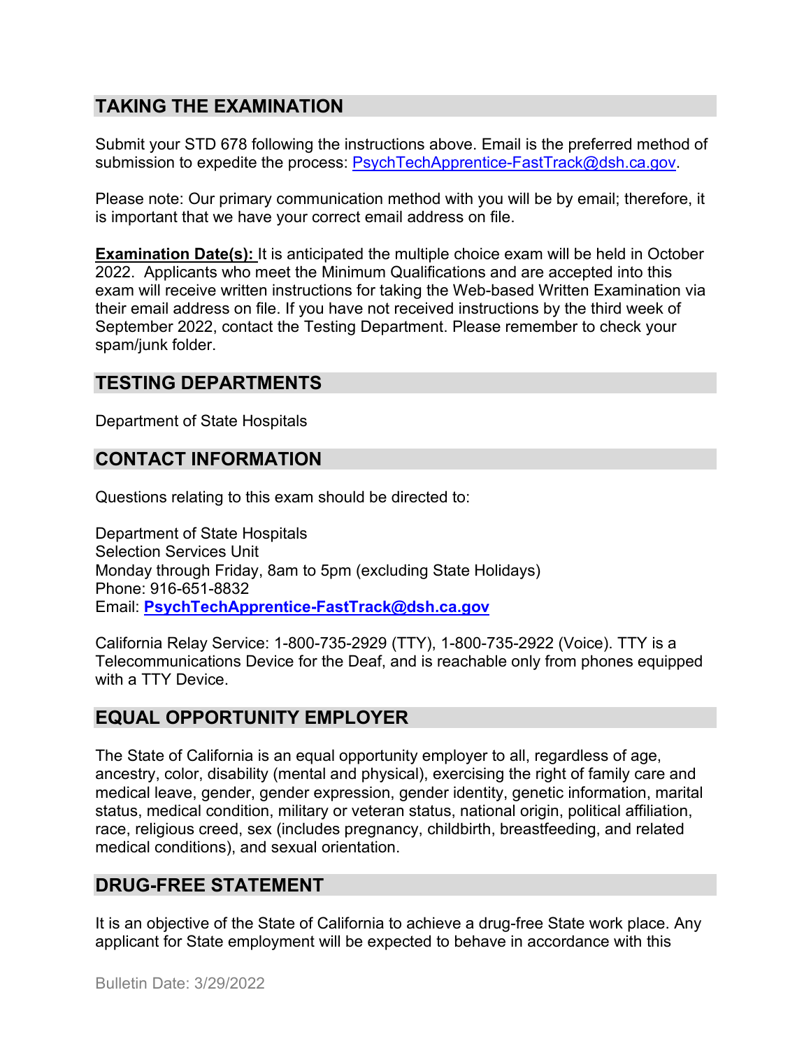## TAKING THE EXAMINATION

Submit your STD 678 following the instructions above. Email is the preferred method of submission to expedite the process: PsychTechApprentice-FastTrack@dsh.ca.gov.

Please note: Our primary communication method with you will be by email; therefore, it is important that we have your correct email address on file.

**Examination Date(s):** It is anticipated the multiple choice exam will be held in October 2022. Applicants who meet the Minimum Qualifications and are accepted into this exam will receive written instructions for taking the Web-based Written Examination via their email address on file. If you have not received instructions by the third week of September 2022, contact the Testing Department. Please remember to check your spam/junk folder.

## TESTING DEPARTMENTS

Department of State Hospitals

## CONTACT INFORMATION

Questions relating to this exam should be directed to:

Department of State Hospitals
Selection Services Unit
Monday through Friday, 8am to 5pm (excluding State Holidays)
Phone: 916-651-8832
Email: **PsychTechApprentice-FastTrack@dsh.ca.gov**

California Relay Service: 1-800-735-2929 (TTY), 1-800-735-2922 (Voice). TTY is a Telecommunications Device for the Deaf, and is reachable only from phones equipped with a TTY Device.

## EQUAL OPPORTUNITY EMPLOYER

The State of California is an equal opportunity employer to all, regardless of age, ancestry, color, disability (mental and physical), exercising the right of family care and medical leave, gender, gender expression, gender identity, genetic information, marital status, medical condition, military or veteran status, national origin, political affiliation, race, religious creed, sex (includes pregnancy, childbirth, breastfeeding, and related medical conditions), and sexual orientation.

## DRUG-FREE STATEMENT

It is an objective of the State of California to achieve a drug-free State work place. Any applicant for State employment will be expected to behave in accordance with this

Bulletin Date: 3/29/2022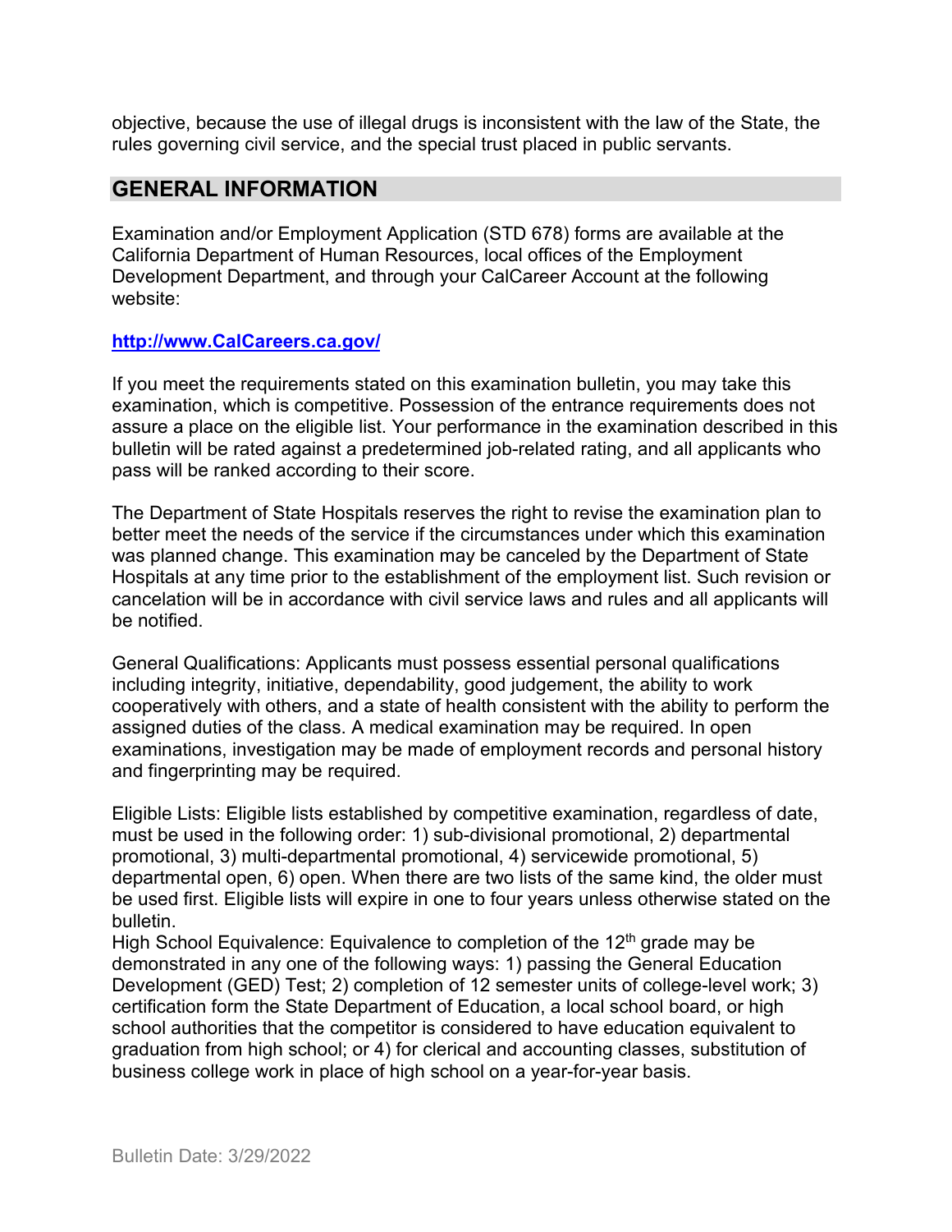objective, because the use of illegal drugs is inconsistent with the law of the State, the rules governing civil service, and the special trust placed in public servants.

## GENERAL INFORMATION

Examination and/or Employment Application (STD 678) forms are available at the California Department of Human Resources, local offices of the Employment Development Department, and through your CalCareer Account at the following website:

**http://www.CalCareers.ca.gov/**

If you meet the requirements stated on this examination bulletin, you may take this examination, which is competitive. Possession of the entrance requirements does not assure a place on the eligible list. Your performance in the examination described in this bulletin will be rated against a predetermined job-related rating, and all applicants who pass will be ranked according to their score.

The Department of State Hospitals reserves the right to revise the examination plan to better meet the needs of the service if the circumstances under which this examination was planned change. This examination may be canceled by the Department of State Hospitals at any time prior to the establishment of the employment list. Such revision or cancelation will be in accordance with civil service laws and rules and all applicants will be notified.

General Qualifications: Applicants must possess essential personal qualifications including integrity, initiative, dependability, good judgement, the ability to work cooperatively with others, and a state of health consistent with the ability to perform the assigned duties of the class. A medical examination may be required. In open examinations, investigation may be made of employment records and personal history and fingerprinting may be required.

Eligible Lists: Eligible lists established by competitive examination, regardless of date, must be used in the following order: 1) sub-divisional promotional, 2) departmental promotional, 3) multi-departmental promotional, 4) servicewide promotional, 5) departmental open, 6) open. When there are two lists of the same kind, the older must be used first. Eligible lists will expire in one to four years unless otherwise stated on the bulletin.
High School Equivalence: Equivalence to completion of the 12th grade may be demonstrated in any one of the following ways: 1) passing the General Education Development (GED) Test; 2) completion of 12 semester units of college-level work; 3) certification form the State Department of Education, a local school board, or high school authorities that the competitor is considered to have education equivalent to graduation from high school; or 4) for clerical and accounting classes, substitution of business college work in place of high school on a year-for-year basis.

Bulletin Date: 3/29/2022